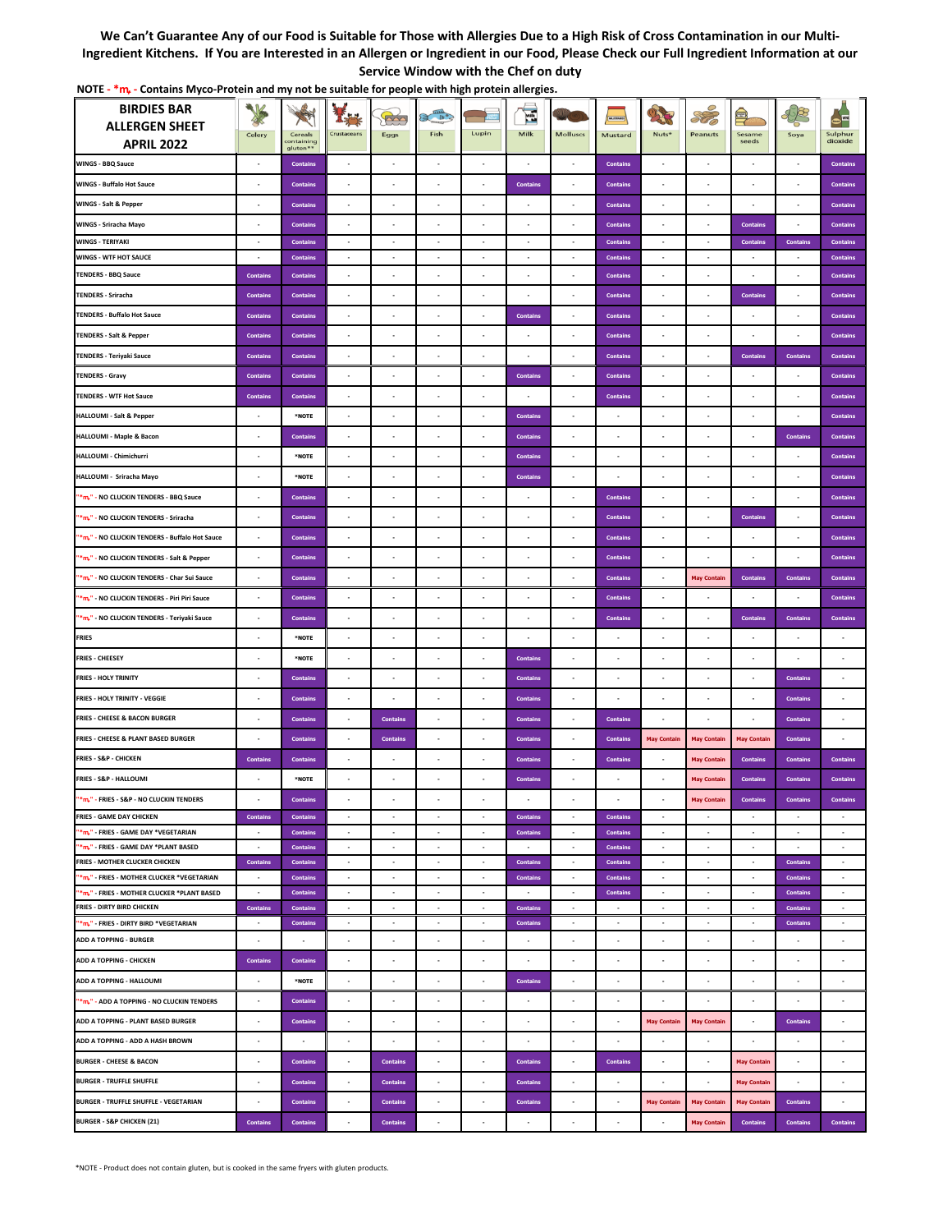**We Can't Guarantee Any of our Food is Suitable for Those with Allergies Due to a High Risk of Cross Contamination in our Multi-Ingredient Kitchens. If You are Interested in an Allergen or Ingredient in our Food, Please Check our Full Ingredient Information at our Service Window with the Chef on duty**

**NOTE - *m - Contains Myco-Protein and my not be suitable for people with high protein allergies.**

| BIRDIES BAR ALLERGEN SHEET APRIL 2022 | Celery | Cereals containing gluten** | Crustaceans | Eggs | Fish | Lupin | Milk | Molluscs | Mustard | Nuts* | Peanuts | Sesame seeds | Soya | Sulphur dioxide |
|---|---|---|---|---|---|---|---|---|---|---|---|---|---|---|
| WINGS - BBQ Sauce | - | Contains | - | - | - | - | - | - | Contains | - | - | - | - | Contains |
| WINGS - Buffalo Hot Sauce | - | Contains | - | - | - | - | Contains | - | Contains | - | - | - | - | Contains |
| WINGS - Salt & Pepper | - | Contains | - | - | - | - | - | - | Contains | - | - | - | - | Contains |
| WINGS - Sriracha Mayo | - | Contains | - | - | - | - | - | - | Contains | - | - | Contains | - | Contains |
| WINGS - TERIYAKI | - | Contains | - | - | - | - | - | - | Contains | - | - | Contains | Contains | Contains |
| WINGS - WTF HOT SAUCE | - | Contains | - | - | - | - | - | - | Contains | - | - | - | - | Contains |
| TENDERS - BBQ Sauce | Contains | Contains | - | - | - | - | - | - | Contains | - | - | - | - | Contains |
| TENDERS - Sriracha | Contains | Contains | - | - | - | - | - | - | Contains | - | - | Contains | - | Contains |
| TENDERS - Buffalo Hot Sauce | Contains | Contains | - | - | - | - | Contains | - | Contains | - | - | - | - | Contains |
| TENDERS - Salt & Pepper | Contains | Contains | - | - | - | - | - | - | Contains | - | - | - | - | Contains |
| TENDERS - Teriyaki Sauce | Contains | Contains | - | - | - | - | - | - | Contains | - | - | Contains | Contains | Contains |
| TENDERS - Gravy | Contains | Contains | - | - | - | - | Contains | - | Contains | - | - | - | - | Contains |
| TENDERS - WTF Hot Sauce | Contains | Contains | - | - | - | - | - | - | Contains | - | - | - | - | Contains |
| HALLOUMI - Salt & Pepper | - | *NOTE | - | - | - | - | Contains | - | - | - | - | - | - | Contains |
| HALLOUMI - Maple & Bacon | - | Contains | - | - | - | - | Contains | - | - | - | - | - | Contains | Contains |
| HALLOUMI - Chimichurri | - | *NOTE | - | - | - | - | Contains | - | - | - | - | - | - | Contains |
| HALLOUMI - Sriracha Mayo | - | *NOTE | - | - | - | - | Contains | - | - | - | - | - | - | Contains |
| "*m" - NO CLUCKIN TENDERS - BBQ Sauce | - | Contains | - | - | - | - | - | - | Contains | - | - | - | - | Contains |
| "*m" - NO CLUCKIN TENDERS - Sriracha | - | Contains | - | - | - | - | - | - | Contains | - | - | Contains | - | Contains |
| "*m" - NO CLUCKIN TENDERS - Buffalo Hot Sauce | - | Contains | - | - | - | - | - | - | Contains | - | - | - | - | Contains |
| "*m" - NO CLUCKIN TENDERS - Salt & Pepper | - | Contains | - | - | - | - | - | - | Contains | - | - | - | - | Contains |
| "*m" - NO CLUCKIN TENDERS - Char Sui Sauce | - | Contains | - | - | - | - | - | - | Contains | - | May Contain | Contains | Contains | Contains |
| "*m" - NO CLUCKIN TENDERS - Piri Piri Sauce | - | Contains | - | - | - | - | - | - | Contains | - | - | - | - | Contains |
| "*m" - NO CLUCKIN TENDERS - Teriyaki Sauce | - | Contains | - | - | - | - | - | - | Contains | - | - | Contains | Contains | Contains |
| FRIES | - | *NOTE | - | - | - | - | - | - | - | - | - | - | - | - |
| FRIES - CHEESEY | - | *NOTE | - | - | - | - | Contains | - | - | - | - | - | - | - |
| FRIES - HOLY TRINITY | - | Contains | - | - | - | - | Contains | - | - | - | - | - | Contains | - |
| FRIES - HOLY TRINITY - VEGGIE | - | Contains | - | - | - | - | Contains | - | - | - | - | - | Contains | - |
| FRIES - CHEESE & BACON BURGER | - | Contains | - | Contains | - | - | Contains | - | Contains | - | - | - | Contains | - |
| FRIES - CHEESE & PLANT BASED BURGER | - | Contains | - | Contains | - | - | Contains | - | Contains | May Contain | May Contain | May Contain | Contains | - |
| FRIES - S&P - CHICKEN | Contains | Contains | - | - | - | - | Contains | - | Contains | - | May Contain | Contains | Contains | Contains |
| FRIES - S&P - HALLOUMI | - | *NOTE | - | - | - | - | Contains | - | - | - | May Contain | Contains | Contains | Contains |
| "*m" - FRIES - S&P - NO CLUCKIN TENDERS | - | Contains | - | - | - | - | - | - | - | - | May Contain | Contains | Contains | Contains |
| FRIES - GAME DAY CHICKEN | Contains | Contains | - | - | - | - | Contains | - | Contains | - | - | - | - | - |
| "*m" - FRIES - GAME DAY *VEGETARIAN | - | Contains | - | - | - | - | Contains | - | Contains | - | - | - | - | - |
| "*m" - FRIES - GAME DAY *PLANT BASED | - | Contains | - | - | - | - | - | - | Contains | - | - | - | - | - |
| FRIES - MOTHER CLUCKER CHICKEN | Contains | Contains | - | - | - | - | Contains | - | Contains | - | - | - | Contains | - |
| "*m" - FRIES - MOTHER CLUCKER *VEGETARIAN | - | Contains | - | - | - | - | Contains | - | Contains | - | - | - | Contains | - |
| "*m" - FRIES - MOTHER CLUCKER *PLANT BASED | - | Contains | - | - | - | - | - | - | Contains | - | - | - | Contains | - |
| FRIES - DIRTY BIRD CHICKEN | Contains | Contains | - | - | - | - | Contains | - | - | - | - | - | Contains | - |
| "*m" - FRIES - DIRTY BIRD *VEGETARIAN | - | Contains | - | - | - | - | Contains | - | - | - | - | - | Contains | - |
| ADD A TOPPING - BURGER | - | - | - | - | - | - | - | - | - | - | - | - | - | - |
| ADD A TOPPING - CHICKEN | Contains | Contains | - | - | - | - | - | - | - | - | - | - | - | - |
| ADD A TOPPING - HALLOUMI | - | *NOTE | - | - | - | - | Contains | - | - | - | - | - | - | - |
| "*m" - ADD A TOPPING - NO CLUCKIN TENDERS | - | Contains | - | - | - | - | - | - | - | - | - | - | - | - |
| ADD A TOPPING - PLANT BASED BURGER | - | Contains | - | - | - | - | - | - | - | May Contain | May Contain | - | Contains | - |
| ADD A TOPPING - ADD A HASH BROWN | - | - | - | - | - | - | - | - | - | - | - | - | - | - |
| BURGER - CHEESE & BACON | - | Contains | - | Contains | - | - | Contains | - | Contains | - | - | May Contain | - | - |
| BURGER - TRUFFLE SHUFFLE | - | Contains | - | Contains | - | - | Contains | - | - | - | - | May Contain | - | - |
| BURGER - TRUFFLE SHUFFLE - VEGETARIAN | - | Contains | - | Contains | - | - | Contains | - | - | May Contain | May Contain | May Contain | Contains | - |
| BURGER - S&P CHICKEN (21) | Contains | Contains | - | Contains | - | - | - | - | - | - | May Contain | Contains | Contains | Contains |

*NOTE - Product does not contain gluten, but is cooked in the same fryers with gluten products.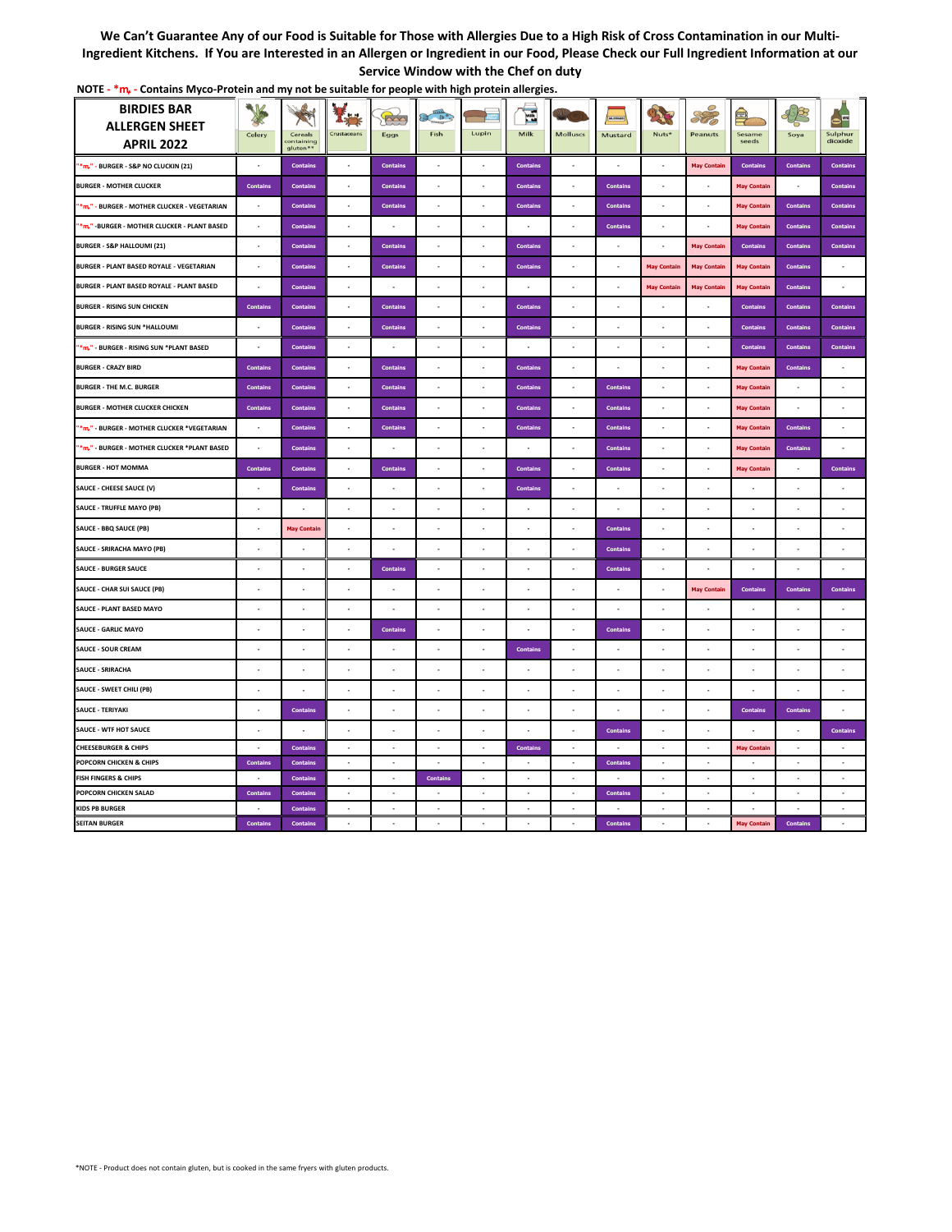**We Can't Guarantee Any of our Food is Suitable for Those with Allergies Due to a High Risk of Cross Contamination in our Multi-Ingredient Kitchens. If You are Interested in an Allergen or Ingredient in our Food, Please Check our Full Ingredient Information at our Service Window with the Chef on duty**

**NOTE - *m - Contains Myco-Protein and my not be suitable for people with high protein allergies.**

| BIRDIES BAR ALLERGEN SHEET APRIL 2022 | Celery | Cereals containing gluten** | Crustaceans | Eggs | Fish | Lupin | Milk | Molluscs | Mustard | Nuts* | Peanuts | Sesame seeds | Soya | Sulphur dioxide |
|---|---|---|---|---|---|---|---|---|---|---|---|---|---|---|
| "*m" - BURGER - S&P NO CLUCKIN (21) | - | Contains | - | Contains | - | - | Contains | - | - | - | May Contain | Contains | Contains | Contains |
| BURGER - MOTHER CLUCKER | Contains | Contains | - | Contains | - | - | Contains | - | Contains | - | - | May Contain | - | Contains |
| "*m" - BURGER - MOTHER CLUCKER - VEGETARIAN | - | Contains | - | Contains | - | - | Contains | - | Contains | - | - | May Contain | Contains | Contains |
| "*m" -BURGER - MOTHER CLUCKER - PLANT BASED | - | Contains | - | - | - | - | - | - | Contains | - | - | May Contain | Contains | Contains |
| BURGER - S&P HALLOUMI (21) | - | Contains | - | Contains | - | - | Contains | - | - | - | May Contain | Contains | Contains | Contains |
| BURGER - PLANT BASED ROYALE - VEGETARIAN | - | Contains | - | Contains | - | - | Contains | - | - | May Contain | May Contain | May Contain | Contains | - |
| BURGER - PLANT BASED ROYALE - PLANT BASED | - | Contains | - | - | - | - | - | - | - | May Contain | May Contain | May Contain | Contains | - |
| BURGER - RISING SUN CHICKEN | Contains | Contains | - | Contains | - | - | Contains | - | - | - | - | Contains | Contains | Contains |
| BURGER - RISING SUN *HALLOUMI | - | Contains | - | Contains | - | - | Contains | - | - | - | - | Contains | Contains | Contains |
| "*m" - BURGER - RISING SUN *PLANT BASED | - | Contains | - | - | - | - | - | - | - | - | - | Contains | Contains | Contains |
| BURGER - CRAZY BIRD | Contains | Contains | - | Contains | - | - | Contains | - | - | - | - | May Contain | Contains | - |
| BURGER - THE M.C. BURGER | Contains | Contains | - | Contains | - | - | Contains | - | Contains | - | - | May Contain | - | - |
| BURGER - MOTHER CLUCKER CHICKEN | Contains | Contains | - | Contains | - | - | Contains | - | Contains | - | - | May Contain | - | - |
| "*m" - BURGER - MOTHER CLUCKER *VEGETARIAN | - | Contains | - | Contains | - | - | Contains | - | Contains | - | - | May Contain | Contains | - |
| "*m" - BURGER - MOTHER CLUCKER *PLANT BASED | - | Contains | - | - | - | - | - | - | Contains | - | - | May Contain | Contains | - |
| BURGER - HOT MOMMA | Contains | Contains | - | Contains | - | - | Contains | - | Contains | - | - | May Contain | - | Contains |
| SAUCE - CHEESE SAUCE (V) | - | Contains | - | - | - | - | Contains | - | - | - | - | - | - | - |
| SAUCE - TRUFFLE MAYO (PB) | - | - | - | - | - | - | - | - | - | - | - | - | - | - |
| SAUCE - BBQ SAUCE (PB) | - | May Contain | - | - | - | - | - | - | Contains | - | - | - | - | - |
| SAUCE - SRIRACHA MAYO (PB) | - | - | - | - | - | - | - | - | Contains | - | - | - | - | - |
| SAUCE - BURGER SAUCE | - | - | - | Contains | - | - | - | - | Contains | - | - | - | - | - |
| SAUCE - CHAR SUI SAUCE (PB) | - | - | - | - | - | - | - | - | - | - | May Contain | Contains | Contains | Contains |
| SAUCE - PLANT BASED MAYO | - | - | - | - | - | - | - | - | - | - | - | - | - | - |
| SAUCE - GARLIC MAYO | - | - | - | Contains | - | - | - | - | Contains | - | - | - | - | - |
| SAUCE - SOUR CREAM | - | - | - | - | - | - | Contains | - | - | - | - | - | - | - |
| SAUCE - SRIRACHA | - | - | - | - | - | - | - | - | - | - | - | - | - | - |
| SAUCE - SWEET CHILI (PB) | - | - | - | - | - | - | - | - | - | - | - | - | - | - |
| SAUCE - TERIYAKI | - | Contains | - | - | - | - | - | - | - | - | - | Contains | Contains | - |
| SAUCE - WTF HOT SAUCE | - | - | - | - | - | - | - | - | Contains | - | - | - | - | Contains |
| CHEESEBURGER & CHIPS | - | Contains | - | - | - | - | Contains | - | - | - | - | May Contain | - | - |
| POPCORN CHICKEN & CHIPS | Contains | Contains | - | - | - | - | - | - | Contains | - | - | - | - | - |
| FISH FINGERS & CHIPS | - | Contains | - | - | Contains | - | - | - | - | - | - | - | - | - |
| POPCORN CHICKEN SALAD | Contains | Contains | - | - | - | - | - | - | Contains | - | - | - | - | - |
| KIDS PB BURGER | - | Contains | - | - | - | - | - | - | - | - | - | - | - | - |
| SEITAN BURGER | Contains | Contains | - | - | - | - | - | - | Contains | - | - | May Contain | Contains | - |

*NOTE - Product does not contain gluten, but is cooked in the same fryers with gluten products.